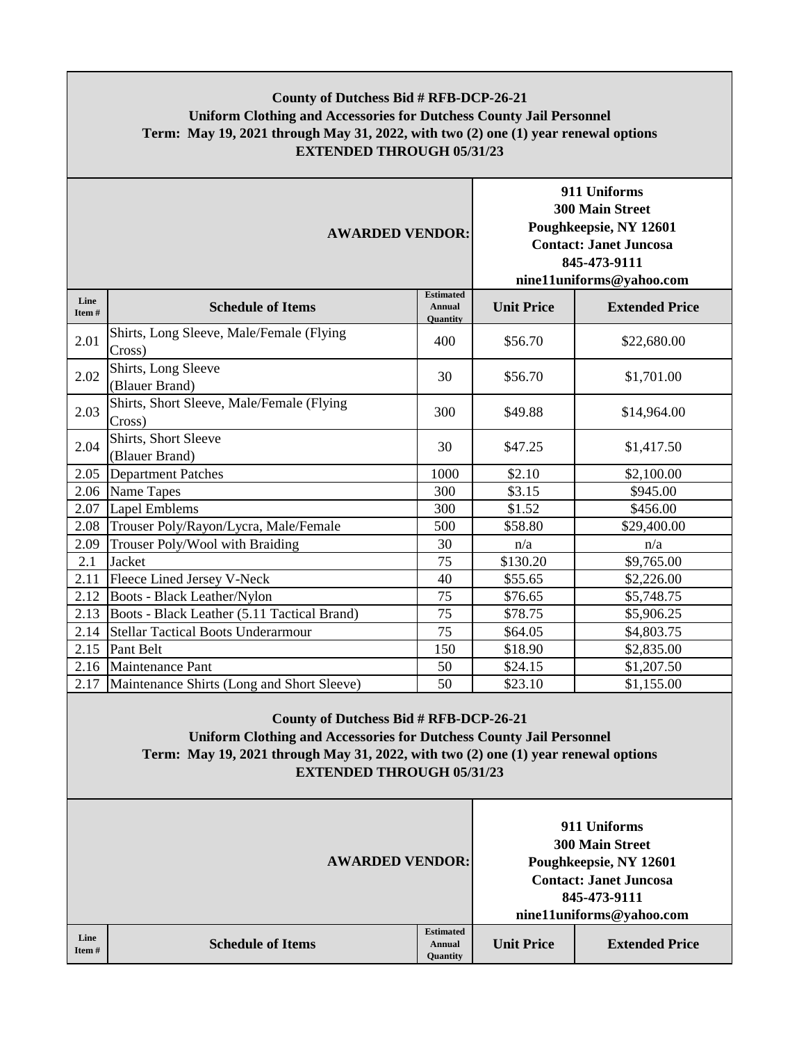**County of Dutchess Bid # RFB-DCP-26-21**
**Uniform Clothing and Accessories for Dutchess County Jail Personnel**
**Term: May 19, 2021 through May 31, 2022, with two (2) one (1) year renewal options**
**EXTENDED THROUGH 05/31/23**

**AWARDED VENDOR:**

**911 Uniforms**
**300 Main Street**
**Poughkeepsie, NY 12601**
**Contact: Janet Juncosa**
**845-473-9111**
**nine11uniforms@yahoo.com**

| Line Item # | Schedule of Items | Estimated Annual Quantity | Unit Price | Extended Price |
|---|---|---|---|---|
| 2.01 | Shirts, Long Sleeve, Male/Female (Flying Cross) | 400 | $56.70 | $22,680.00 |
| 2.02 | Shirts, Long Sleeve (Blauer Brand) | 30 | $56.70 | $1,701.00 |
| 2.03 | Shirts, Short Sleeve, Male/Female (Flying Cross) | 300 | $49.88 | $14,964.00 |
| 2.04 | Shirts, Short Sleeve (Blauer Brand) | 30 | $47.25 | $1,417.50 |
| 2.05 | Department Patches | 1000 | $2.10 | $2,100.00 |
| 2.06 | Name Tapes | 300 | $3.15 | $945.00 |
| 2.07 | Lapel Emblems | 300 | $1.52 | $456.00 |
| 2.08 | Trouser Poly/Rayon/Lycra, Male/Female | 500 | $58.80 | $29,400.00 |
| 2.09 | Trouser Poly/Wool with Braiding | 30 | n/a | n/a |
| 2.1 | Jacket | 75 | $130.20 | $9,765.00 |
| 2.11 | Fleece Lined Jersey V-Neck | 40 | $55.65 | $2,226.00 |
| 2.12 | Boots - Black Leather/Nylon | 75 | $76.65 | $5,748.75 |
| 2.13 | Boots - Black Leather (5.11 Tactical Brand) | 75 | $78.75 | $5,906.25 |
| 2.14 | Stellar Tactical Boots Underarmour | 75 | $64.05 | $4,803.75 |
| 2.15 | Pant Belt | 150 | $18.90 | $2,835.00 |
| 2.16 | Maintenance Pant | 50 | $24.15 | $1,207.50 |
| 2.17 | Maintenance Shirts (Long and Short Sleeve) | 50 | $23.10 | $1,155.00 |

**County of Dutchess Bid # RFB-DCP-26-21**
**Uniform Clothing and Accessories for Dutchess County Jail Personnel**
**Term: May 19, 2021 through May 31, 2022, with two (2) one (1) year renewal options**
**EXTENDED THROUGH 05/31/23**

**AWARDED VENDOR:**

**911 Uniforms**
**300 Main Street**
**Poughkeepsie, NY 12601**
**Contact: Janet Juncosa**
**845-473-9111**
**nine11uniforms@yahoo.com**

| Line Item # | Schedule of Items | Estimated Annual Quantity | Unit Price | Extended Price |
|---|---|---|---|---|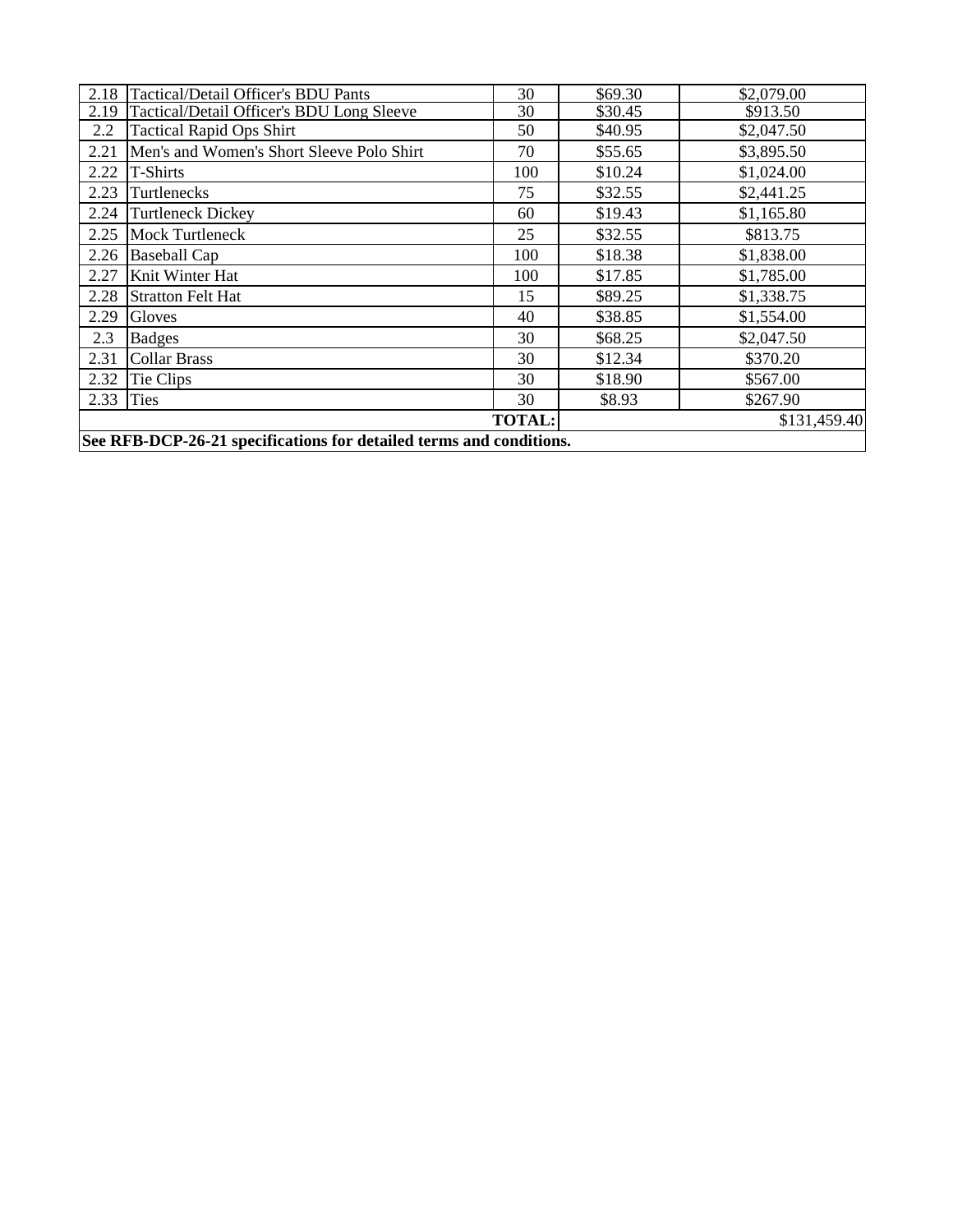| | | | | |
|---|---|---|---|---|
| 2.18 | Tactical/Detail Officer's BDU Pants | 30 | $69.30 | $2,079.00 |
| 2.19 | Tactical/Detail Officer's BDU Long Sleeve | 30 | $30.45 | $913.50 |
| 2.2 | Tactical Rapid Ops Shirt | 50 | $40.95 | $2,047.50 |
| 2.21 | Men's and Women's Short Sleeve Polo Shirt | 70 | $55.65 | $3,895.50 |
| 2.22 | T-Shirts | 100 | $10.24 | $1,024.00 |
| 2.23 | Turtlenecks | 75 | $32.55 | $2,441.25 |
| 2.24 | Turtleneck Dickey | 60 | $19.43 | $1,165.80 |
| 2.25 | Mock Turtleneck | 25 | $32.55 | $813.75 |
| 2.26 | Baseball Cap | 100 | $18.38 | $1,838.00 |
| 2.27 | Knit Winter Hat | 100 | $17.85 | $1,785.00 |
| 2.28 | Stratton Felt Hat | 15 | $89.25 | $1,338.75 |
| 2.29 | Gloves | 40 | $38.85 | $1,554.00 |
| 2.3 | Badges | 30 | $68.25 | $2,047.50 |
| 2.31 | Collar Brass | 30 | $12.34 | $370.20 |
| 2.32 | Tie Clips | 30 | $18.90 | $567.00 |
| 2.33 | Ties | 30 | $8.93 | $267.90 |
| | | **TOTAL:** | | $131,459.40 |
| **See RFB-DCP-26-21 specifications for detailed terms and conditions.** | | | | |